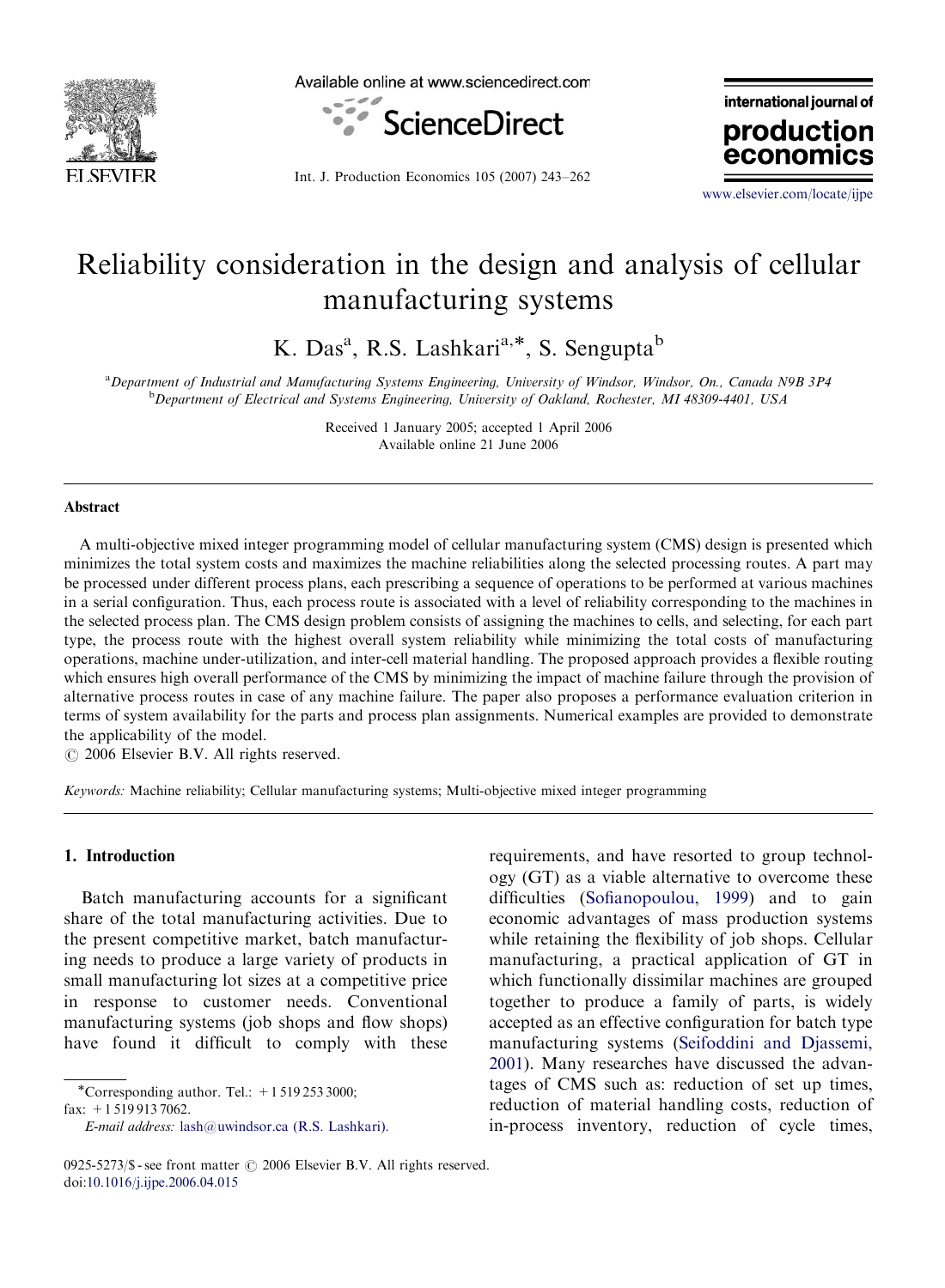# Reliability consideration in the design and analysis of cellular manufacturing systems

K. Das[a], R.S. Lashkari[a,*], S. Sengupta[b]

[a]Department of Industrial and Manufacturing Systems Engineering, University of Windsor, Windsor, On., Canada N9B 3P4

[b]Department of Electrical and Systems Engineering, University of Oakland, Rochester, MI 48309-4401, USA

Received 1 January 2005; accepted 1 April 2006
Available online 21 June 2006

## Abstract

A multi-objective mixed integer programming model of cellular manufacturing system (CMS) design is presented which minimizes the total system costs and maximizes the machine reliabilities along the selected processing routes. A part may be processed under different process plans, each prescribing a sequence of operations to be performed at various machines in a serial configuration. Thus, each process route is associated with a level of reliability corresponding to the machines in the selected process plan. The CMS design problem consists of assigning the machines to cells, and selecting, for each part type, the process route with the highest overall system reliability while minimizing the total costs of manufacturing operations, machine under-utilization, and inter-cell material handling. The proposed approach provides a flexible routing which ensures high overall performance of the CMS by minimizing the impact of machine failure through the provision of alternative process routes in case of any machine failure. The paper also proposes a performance evaluation criterion in terms of system availability for the parts and process plan assignments. Numerical examples are provided to demonstrate the applicability of the model.

© 2006 Elsevier B.V. All rights reserved.

*Keywords:* Machine reliability; Cellular manufacturing systems; Multi-objective mixed integer programming

## 1. Introduction

Batch manufacturing accounts for a significant share of the total manufacturing activities. Due to the present competitive market, batch manufacturing needs to produce a large variety of products in small manufacturing lot sizes at a competitive price in response to customer needs. Conventional manufacturing systems (job shops and flow shops) have found it difficult to comply with these requirements, and have resorted to group technology (GT) as a viable alternative to overcome these difficulties (Sofianopoulou, 1999) and to gain economic advantages of mass production systems while retaining the flexibility of job shops. Cellular manufacturing, a practical application of GT in which functionally dissimilar machines are grouped together to produce a family of parts, is widely accepted as an effective configuration for batch type manufacturing systems (Seifoddini and Djassemi, 2001). Many researches have discussed the advantages of CMS such as: reduction of set up times, reduction of material handling costs, reduction of in-process inventory, reduction of cycle times,

*Corresponding author. Tel.: +1 519 253 3000; fax: +1 519 913 7062.
*E-mail address:* lash@uwindsor.ca (R.S. Lashkari).

0925-5273/$ - see front matter © 2006 Elsevier B.V. All rights reserved.
doi:10.1016/j.ijpe.2006.04.015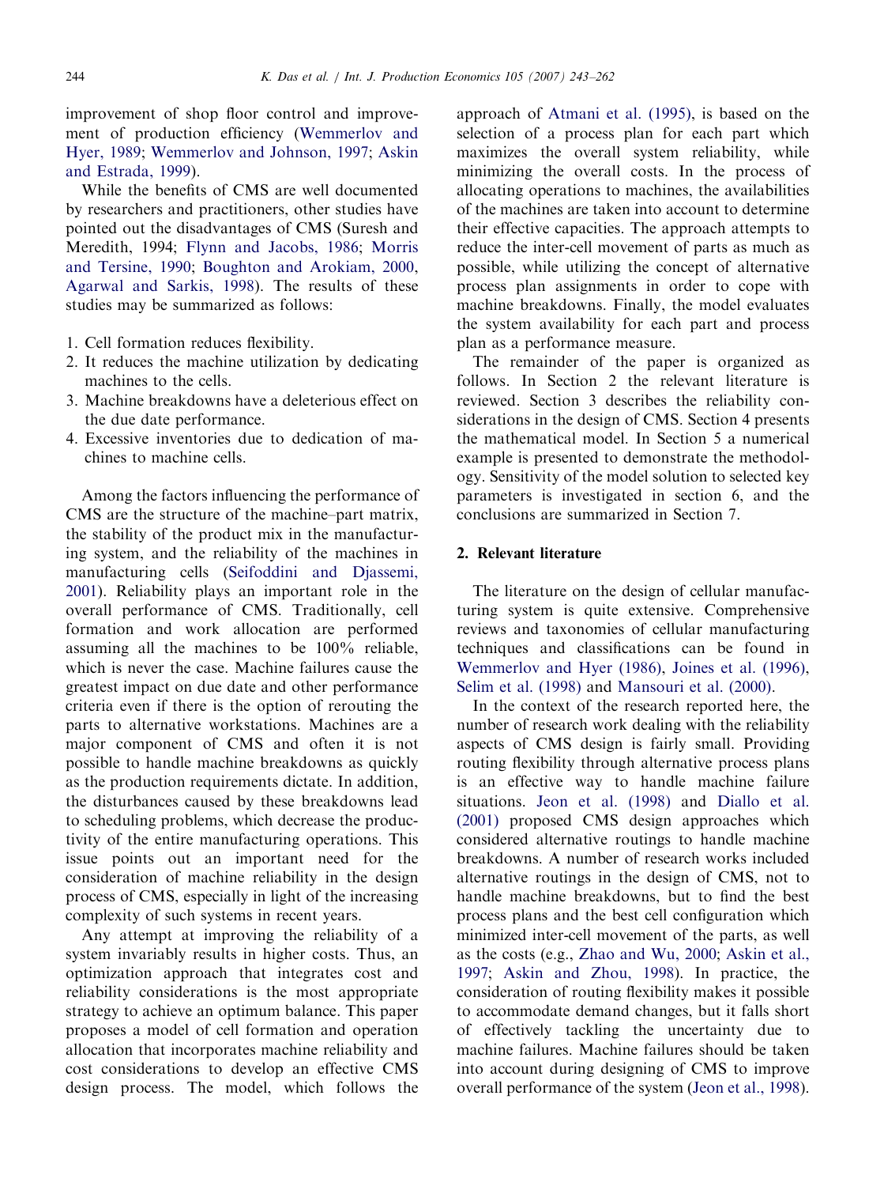improvement of shop floor control and improvement of production efficiency (Wemmerlov and Hyer, 1989; Wemmerlov and Johnson, 1997; Askin and Estrada, 1999).

While the benefits of CMS are well documented by researchers and practitioners, other studies have pointed out the disadvantages of CMS (Suresh and Meredith, 1994; Flynn and Jacobs, 1986; Morris and Tersine, 1990; Boughton and Arokiam, 2000, Agarwal and Sarkis, 1998). The results of these studies may be summarized as follows:

1. Cell formation reduces flexibility.
2. It reduces the machine utilization by dedicating machines to the cells.
3. Machine breakdowns have a deleterious effect on the due date performance.
4. Excessive inventories due to dedication of machines to machine cells.

Among the factors influencing the performance of CMS are the structure of the machine–part matrix, the stability of the product mix in the manufacturing system, and the reliability of the machines in manufacturing cells (Seifoddini and Djassemi, 2001). Reliability plays an important role in the overall performance of CMS. Traditionally, cell formation and work allocation are performed assuming all the machines to be 100% reliable, which is never the case. Machine failures cause the greatest impact on due date and other performance criteria even if there is the option of rerouting the parts to alternative workstations. Machines are a major component of CMS and often it is not possible to handle machine breakdowns as quickly as the production requirements dictate. In addition, the disturbances caused by these breakdowns lead to scheduling problems, which decrease the productivity of the entire manufacturing operations. This issue points out an important need for the consideration of machine reliability in the design process of CMS, especially in light of the increasing complexity of such systems in recent years.

Any attempt at improving the reliability of a system invariably results in higher costs. Thus, an optimization approach that integrates cost and reliability considerations is the most appropriate strategy to achieve an optimum balance. This paper proposes a model of cell formation and operation allocation that incorporates machine reliability and cost considerations to develop an effective CMS design process. The model, which follows the approach of Atmani et al. (1995), is based on the selection of a process plan for each part which maximizes the overall system reliability, while minimizing the overall costs. In the process of allocating operations to machines, the availabilities of the machines are taken into account to determine their effective capacities. The approach attempts to reduce the inter-cell movement of parts as much as possible, while utilizing the concept of alternative process plan assignments in order to cope with machine breakdowns. Finally, the model evaluates the system availability for each part and process plan as a performance measure.

The remainder of the paper is organized as follows. In Section 2 the relevant literature is reviewed. Section 3 describes the reliability considerations in the design of CMS. Section 4 presents the mathematical model. In Section 5 a numerical example is presented to demonstrate the methodology. Sensitivity of the model solution to selected key parameters is investigated in section 6, and the conclusions are summarized in Section 7.

## 2. Relevant literature

The literature on the design of cellular manufacturing system is quite extensive. Comprehensive reviews and taxonomies of cellular manufacturing techniques and classifications can be found in Wemmerlov and Hyer (1986), Joines et al. (1996), Selim et al. (1998) and Mansouri et al. (2000).

In the context of the research reported here, the number of research work dealing with the reliability aspects of CMS design is fairly small. Providing routing flexibility through alternative process plans is an effective way to handle machine failure situations. Jeon et al. (1998) and Diallo et al. (2001) proposed CMS design approaches which considered alternative routings to handle machine breakdowns. A number of research works included alternative routings in the design of CMS, not to handle machine breakdowns, but to find the best process plans and the best cell configuration which minimized inter-cell movement of the parts, as well as the costs (e.g., Zhao and Wu, 2000; Askin et al., 1997; Askin and Zhou, 1998). In practice, the consideration of routing flexibility makes it possible to accommodate demand changes, but it falls short of effectively tackling the uncertainty due to machine failures. Machine failures should be taken into account during designing of CMS to improve overall performance of the system (Jeon et al., 1998).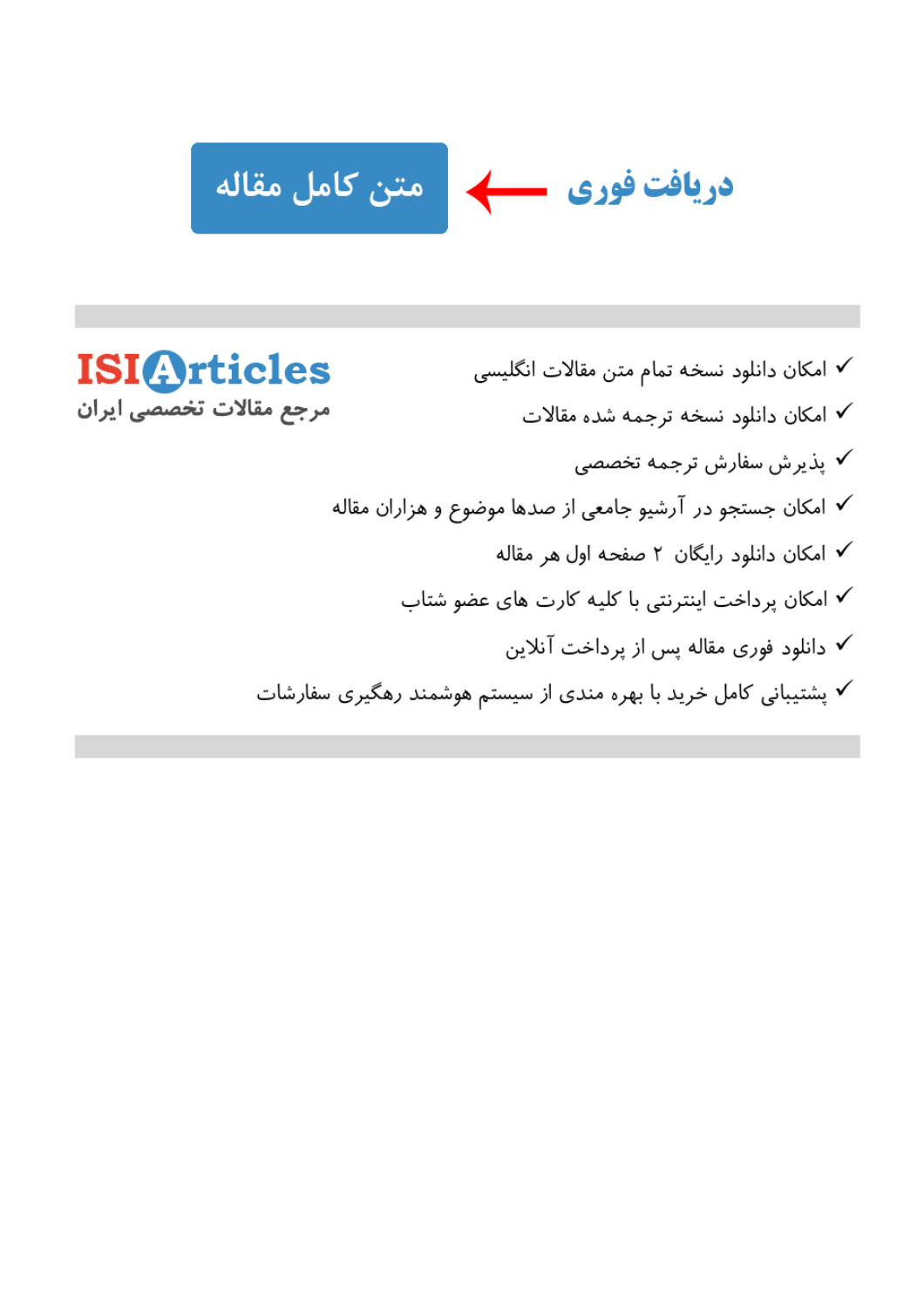دریافت فوری ← متن کامل مقاله

ISIArticles
مرجع مقالات تخصصی ایران

- ✓ امکان دانلود نسخه تمام متن مقالات انگلیسی
- ✓ امکان دانلود نسخه ترجمه شده مقالات
- ✓ پذیرش سفارش ترجمه تخصصی
- ✓ امکان جستجو در آرشیو جامعی از صدها موضوع و هزاران مقاله
- ✓ امکان دانلود رایگان ۲ صفحه اول هر مقاله
- ✓ امکان پرداخت اینترنتی با کلیه کارت های عضو شتاب
- ✓ دانلود فوری مقاله پس از پرداخت آنلاین
- ✓ پشتیبانی کامل خرید با بهره مندی از سیستم هوشمند رهگیری سفارشات